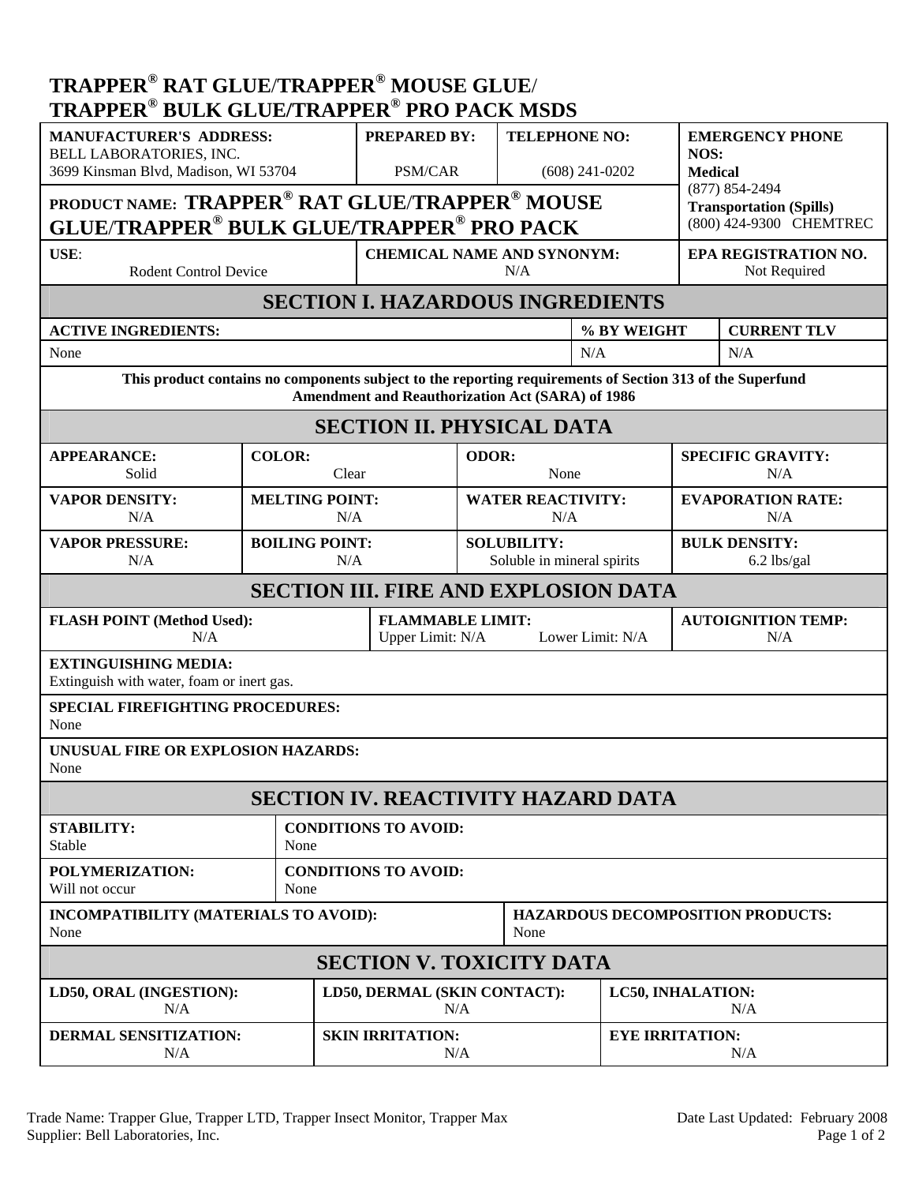# TRAPPER® RAT GLUE/TRAPPER® MOUSE GLUE/ TRAPPER® BULK GLUE/TRAPPER® PRO PACK MSDS

| MANUFACTURER'S ADDRESS: | PREPARED BY: | TELEPHONE NO: | EMERGENCY PHONE NOS: |
|---|---|---|---|
| BELL LABORATORIES, INC.<br>3699 Kinsman Blvd, Madison, WI 53704 | PSM/CAR | (608) 241-0202 | **Medical**<br>(877) 854-2494<br>**Transportation (Spills)**<br>(800) 424-9300 CHEMTREC |

**PRODUCT NAME: TRAPPER® RAT GLUE/TRAPPER® MOUSE GLUE/TRAPPER® BULK GLUE/TRAPPER® PRO PACK**

| USE: | CHEMICAL NAME AND SYNONYM: | EPA REGISTRATION NO. |
|---|---|---|
| Rodent Control Device | N/A | Not Required |

## SECTION I. HAZARDOUS INGREDIENTS

| ACTIVE INGREDIENTS: | % BY WEIGHT | CURRENT TLV |
|---|---|---|
| None | N/A | N/A |

**This product contains no components subject to the reporting requirements of Section 313 of the Superfund Amendment and Reauthorization Act (SARA) of 1986**

## SECTION II. PHYSICAL DATA

| APPEARANCE: | COLOR: | ODOR: | SPECIFIC GRAVITY: |
|---|---|---|---|
| Solid | Clear | None | N/A |
| **VAPOR DENSITY:** | **MELTING POINT:** | **WATER REACTIVITY:** | **EVAPORATION RATE:** |
| N/A | N/A | N/A | N/A |
| **VAPOR PRESSURE:** | **BOILING POINT:** | **SOLUBILITY:** | **BULK DENSITY:** |
| N/A | N/A | Soluble in mineral spirits | 6.2 lbs/gal |

## SECTION III. FIRE AND EXPLOSION DATA

| FLASH POINT (Method Used): | FLAMMABLE LIMIT: | AUTOIGNITION TEMP: |
|---|---|---|
| N/A | Upper Limit: N/A Lower Limit: N/A | N/A |

**EXTINGUISHING MEDIA:**
Extinguish with water, foam or inert gas.

**SPECIAL FIREFIGHTING PROCEDURES:**
None

**UNUSUAL FIRE OR EXPLOSION HAZARDS:**
None

## SECTION IV. REACTIVITY HAZARD DATA

| STABILITY: | CONDITIONS TO AVOID: |
|---|---|
| Stable | None |
| **POLYMERIZATION:** | **CONDITIONS TO AVOID:** |
| Will not occur | None |

| INCOMPATIBILITY (MATERIALS TO AVOID): | HAZARDOUS DECOMPOSITION PRODUCTS: |
|---|---|
| None | None |

## SECTION V. TOXICITY DATA

| LD50, ORAL (INGESTION): | LD50, DERMAL (SKIN CONTACT): | LC50, INHALATION: |
|---|---|---|
| N/A | N/A | N/A |
| **DERMAL SENSITIZATION:** | **SKIN IRRITATION:** | **EYE IRRITATION:** |
| N/A | N/A | N/A |

Trade Name: Trapper Glue, Trapper LTD, Trapper Insect Monitor, Trapper Max
Supplier: Bell Laboratories, Inc.

Date Last Updated: February 2008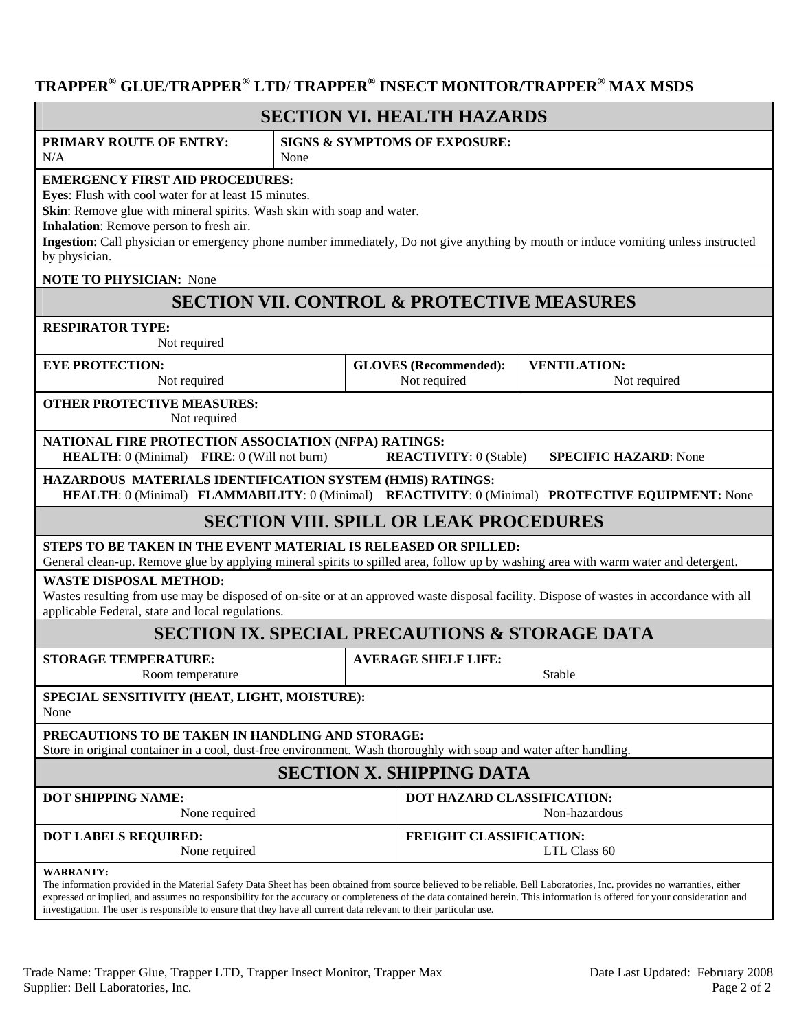# TRAPPER® GLUE/TRAPPER® LTD/ TRAPPER® INSECT MONITOR/TRAPPER® MAX MSDS

## SECTION VI. HEALTH HAZARDS

| | |
|---|---|
| **PRIMARY ROUTE OF ENTRY:** N/A | **SIGNS & SYMPTOMS OF EXPOSURE:** None |

**EMERGENCY FIRST AID PROCEDURES:**
**Eyes**: Flush with cool water for at least 15 minutes.
**Skin**: Remove glue with mineral spirits. Wash skin with soap and water.
**Inhalation**: Remove person to fresh air.
**Ingestion**: Call physician or emergency phone number immediately, Do not give anything by mouth or induce vomiting unless instructed by physician.

**NOTE TO PHYSICIAN:** None

## SECTION VII. CONTROL & PROTECTIVE MEASURES

**RESPIRATOR TYPE:**
Not required

| | | |
|---|---|---|
| **EYE PROTECTION:** Not required | **GLOVES (Recommended):** Not required | **VENTILATION:** Not required |

**OTHER PROTECTIVE MEASURES:**
Not required

**NATIONAL FIRE PROTECTION ASSOCIATION (NFPA) RATINGS:**
**HEALTH**: 0 (Minimal) **FIRE**: 0 (Will not burn) **REACTIVITY**: 0 (Stable) **SPECIFIC HAZARD**: None

**HAZARDOUS MATERIALS IDENTIFICATION SYSTEM (HMIS) RATINGS:**
**HEALTH**: 0 (Minimal) **FLAMMABILITY**: 0 (Minimal) **REACTIVITY**: 0 (Minimal) **PROTECTIVE EQUIPMENT:** None

## SECTION VIII. SPILL OR LEAK PROCEDURES

**STEPS TO BE TAKEN IN THE EVENT MATERIAL IS RELEASED OR SPILLED:**
General clean-up. Remove glue by applying mineral spirits to spilled area, follow up by washing area with warm water and detergent.

**WASTE DISPOSAL METHOD:**
Wastes resulting from use may be disposed of on-site or at an approved waste disposal facility. Dispose of wastes in accordance with all applicable Federal, state and local regulations.

## SECTION IX. SPECIAL PRECAUTIONS & STORAGE DATA

| | |
|---|---|
| **STORAGE TEMPERATURE:** Room temperature | **AVERAGE SHELF LIFE:** Stable |

**SPECIAL SENSITIVITY (HEAT, LIGHT, MOISTURE):**
None

**PRECAUTIONS TO BE TAKEN IN HANDLING AND STORAGE:**
Store in original container in a cool, dust-free environment. Wash thoroughly with soap and water after handling.

## SECTION X. SHIPPING DATA

| | |
|---|---|
| **DOT SHIPPING NAME:** None required | **DOT HAZARD CLASSIFICATION:** Non-hazardous |
| **DOT LABELS REQUIRED:** None required | **FREIGHT CLASSIFICATION:** LTL Class 60 |

**WARRANTY:**
The information provided in the Material Safety Data Sheet has been obtained from source believed to be reliable. Bell Laboratories, Inc. provides no warranties, either expressed or implied, and assumes no responsibility for the accuracy or completeness of the data contained herein. This information is offered for your consideration and investigation. The user is responsible to ensure that they have all current data relevant to their particular use.

Trade Name: Trapper Glue, Trapper LTD, Trapper Insect Monitor, Trapper Max
Supplier: Bell Laboratories, Inc.
Date Last Updated: February 2008